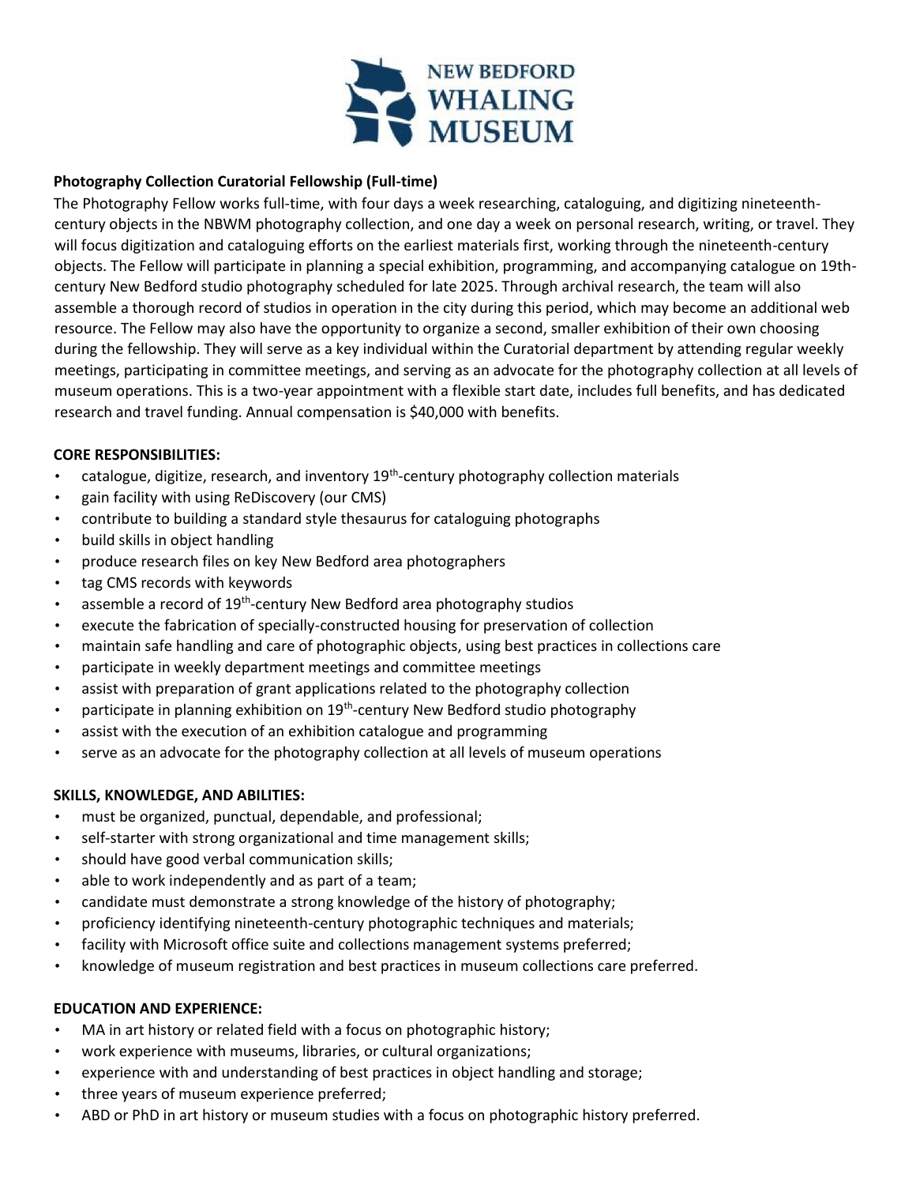NEW BEDFORD WHALING MUSEUM

**Photography Collection Curatorial Fellowship (Full-time)**

The Photography Fellow works full-time, with four days a week researching, cataloguing, and digitizing nineteenth-century objects in the NBWM photography collection, and one day a week on personal research, writing, or travel. They will focus digitization and cataloguing efforts on the earliest materials first, working through the nineteenth-century objects. The Fellow will participate in planning a special exhibition, programming, and accompanying catalogue on 19th-century New Bedford studio photography scheduled for late 2025. Through archival research, the team will also assemble a thorough record of studios in operation in the city during this period, which may become an additional web resource. The Fellow may also have the opportunity to organize a second, smaller exhibition of their own choosing during the fellowship. They will serve as a key individual within the Curatorial department by attending regular weekly meetings, participating in committee meetings, and serving as an advocate for the photography collection at all levels of museum operations. This is a two-year appointment with a flexible start date, includes full benefits, and has dedicated research and travel funding. Annual compensation is $40,000 with benefits.

**CORE RESPONSIBILITIES:**

- catalogue, digitize, research, and inventory 19th-century photography collection materials
- gain facility with using ReDiscovery (our CMS)
- contribute to building a standard style thesaurus for cataloguing photographs
- build skills in object handling
- produce research files on key New Bedford area photographers
- tag CMS records with keywords
- assemble a record of 19th-century New Bedford area photography studios
- execute the fabrication of specially-constructed housing for preservation of collection
- maintain safe handling and care of photographic objects, using best practices in collections care
- participate in weekly department meetings and committee meetings
- assist with preparation of grant applications related to the photography collection
- participate in planning exhibition on 19th-century New Bedford studio photography
- assist with the execution of an exhibition catalogue and programming
- serve as an advocate for the photography collection at all levels of museum operations

**SKILLS, KNOWLEDGE, AND ABILITIES:**

- must be organized, punctual, dependable, and professional;
- self-starter with strong organizational and time management skills;
- should have good verbal communication skills;
- able to work independently and as part of a team;
- candidate must demonstrate a strong knowledge of the history of photography;
- proficiency identifying nineteenth-century photographic techniques and materials;
- facility with Microsoft office suite and collections management systems preferred;
- knowledge of museum registration and best practices in museum collections care preferred.

**EDUCATION AND EXPERIENCE:**

- MA in art history or related field with a focus on photographic history;
- work experience with museums, libraries, or cultural organizations;
- experience with and understanding of best practices in object handling and storage;
- three years of museum experience preferred;
- ABD or PhD in art history or museum studies with a focus on photographic history preferred.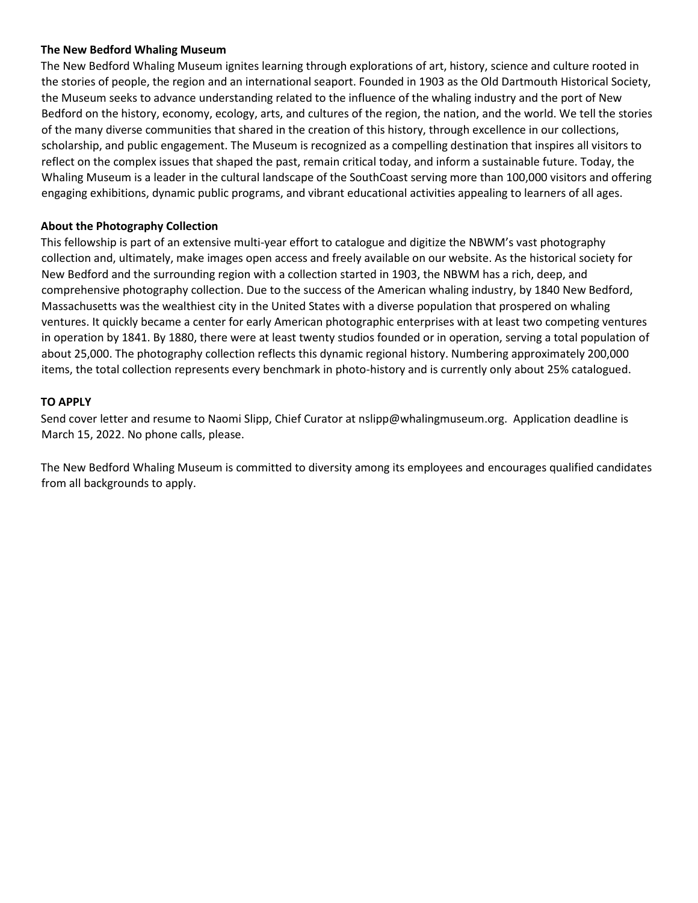**The New Bedford Whaling Museum**

The New Bedford Whaling Museum ignites learning through explorations of art, history, science and culture rooted in the stories of people, the region and an international seaport. Founded in 1903 as the Old Dartmouth Historical Society, the Museum seeks to advance understanding related to the influence of the whaling industry and the port of New Bedford on the history, economy, ecology, arts, and cultures of the region, the nation, and the world. We tell the stories of the many diverse communities that shared in the creation of this history, through excellence in our collections, scholarship, and public engagement. The Museum is recognized as a compelling destination that inspires all visitors to reflect on the complex issues that shaped the past, remain critical today, and inform a sustainable future. Today, the Whaling Museum is a leader in the cultural landscape of the SouthCoast serving more than 100,000 visitors and offering engaging exhibitions, dynamic public programs, and vibrant educational activities appealing to learners of all ages.

**About the Photography Collection**

This fellowship is part of an extensive multi-year effort to catalogue and digitize the NBWM's vast photography collection and, ultimately, make images open access and freely available on our website. As the historical society for New Bedford and the surrounding region with a collection started in 1903, the NBWM has a rich, deep, and comprehensive photography collection. Due to the success of the American whaling industry, by 1840 New Bedford, Massachusetts was the wealthiest city in the United States with a diverse population that prospered on whaling ventures. It quickly became a center for early American photographic enterprises with at least two competing ventures in operation by 1841. By 1880, there were at least twenty studios founded or in operation, serving a total population of about 25,000. The photography collection reflects this dynamic regional history. Numbering approximately 200,000 items, the total collection represents every benchmark in photo-history and is currently only about 25% catalogued.

**TO APPLY**

Send cover letter and resume to Naomi Slipp, Chief Curator at nslipp@whalingmuseum.org. Application deadline is March 15, 2022. No phone calls, please.

The New Bedford Whaling Museum is committed to diversity among its employees and encourages qualified candidates from all backgrounds to apply.